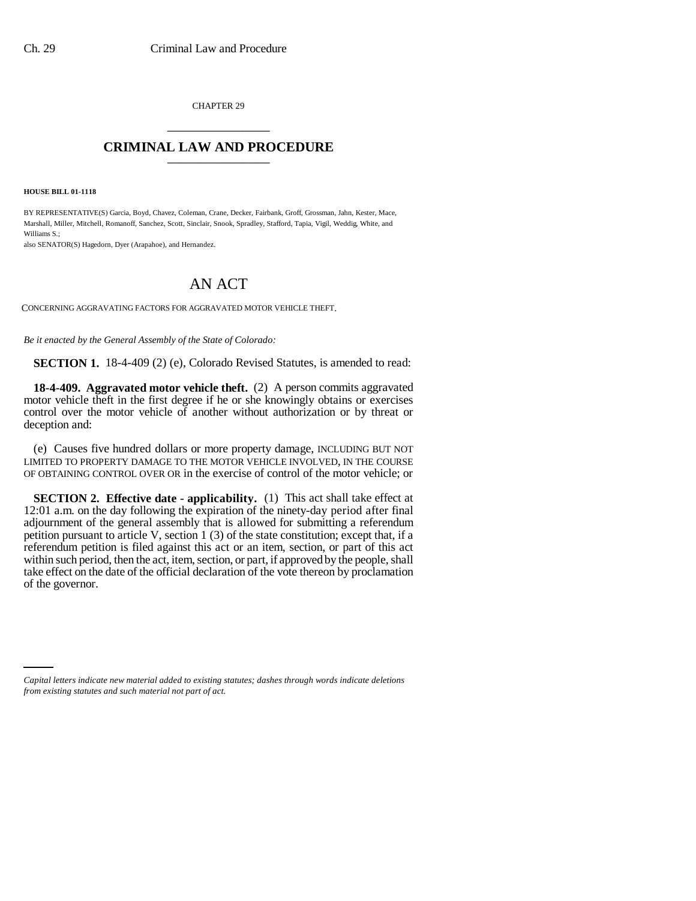CHAPTER 29

# CRIMINAL LAW AND PROCEDURE

**HOUSE BILL 01-1118**

BY REPRESENTATIVE(S) Garcia, Boyd, Chavez, Coleman, Crane, Decker, Fairbank, Groff, Grossman, Jahn, Kester, Mace, Marshall, Miller, Mitchell, Romanoff, Sanchez, Scott, Sinclair, Snook, Spradley, Stafford, Tapia, Vigil, Weddig, White, and Williams S.;
also SENATOR(S) Hagedorn, Dyer (Arapahoe), and Hernandez.

# AN ACT

CONCERNING AGGRAVATING FACTORS FOR AGGRAVATED MOTOR VEHICLE THEFT.

*Be it enacted by the General Assembly of the State of Colorado:*

**SECTION 1.** 18-4-409 (2) (e), Colorado Revised Statutes, is amended to read:

**18-4-409. Aggravated motor vehicle theft.** (2) A person commits aggravated motor vehicle theft in the first degree if he or she knowingly obtains or exercises control over the motor vehicle of another without authorization or by threat or deception and:

(e) Causes five hundred dollars or more property damage, INCLUDING BUT NOT LIMITED TO PROPERTY DAMAGE TO THE MOTOR VEHICLE INVOLVED, IN THE COURSE OF OBTAINING CONTROL OVER OR in the exercise of control of the motor vehicle; or

**SECTION 2. Effective date - applicability.** (1) This act shall take effect at 12:01 a.m. on the day following the expiration of the ninety-day period after final adjournment of the general assembly that is allowed for submitting a referendum petition pursuant to article V, section 1 (3) of the state constitution; except that, if a referendum petition is filed against this act or an item, section, or part of this act within such period, then the act, item, section, or part, if approved by the people, shall take effect on the date of the official declaration of the vote thereon by proclamation of the governor.

*Capital letters indicate new material added to existing statutes; dashes through words indicate deletions from existing statutes and such material not part of act.*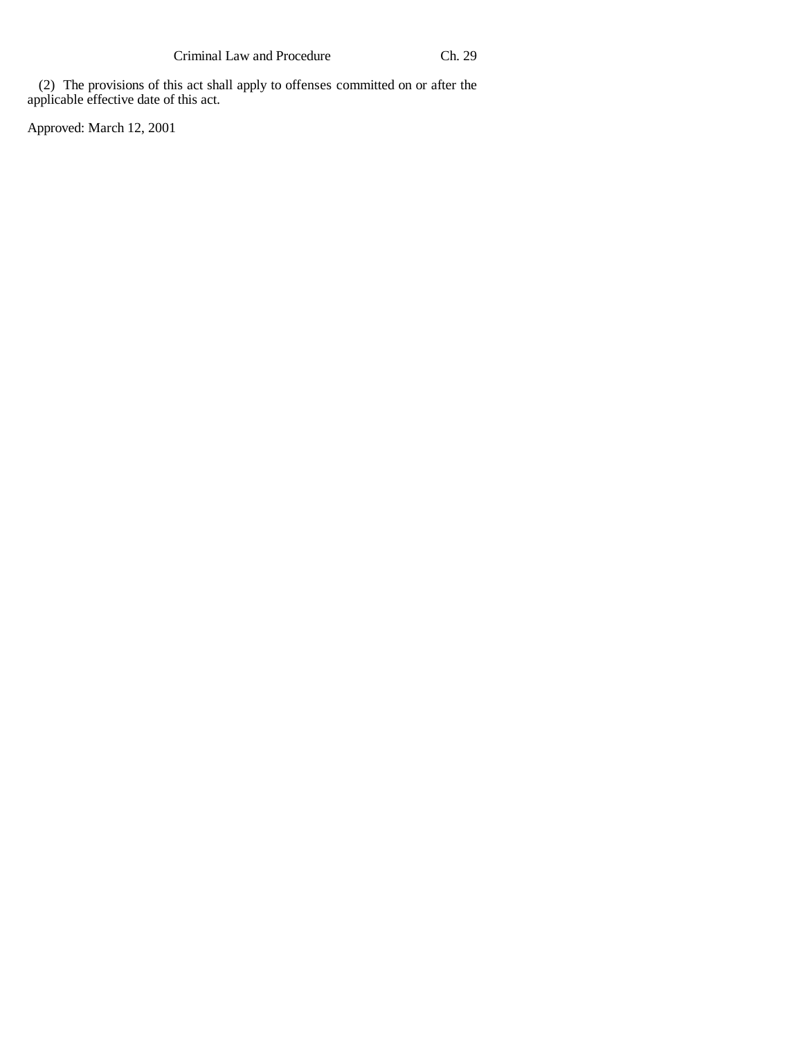(2) The provisions of this act shall apply to offenses committed on or after the applicable effective date of this act.

Approved: March 12, 2001